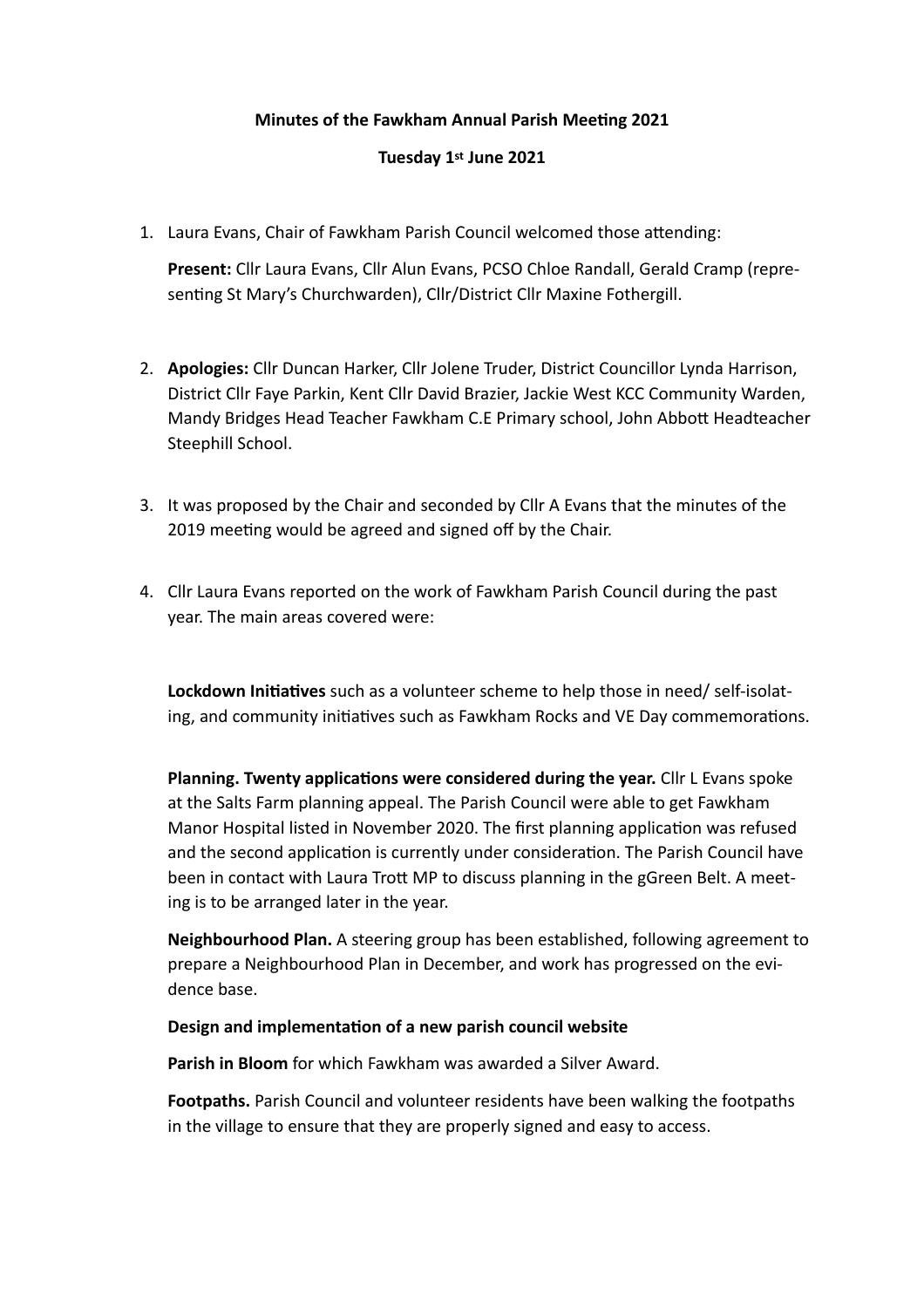**Minutes of the Fawkham Annual Parish Meeting 2021**

**Tuesday 1st June 2021**

1. Laura Evans, Chair of Fawkham Parish Council welcomed those attending:

   **Present:** Cllr Laura Evans, Cllr Alun Evans, PCSO Chloe Randall, Gerald Cramp (representing St Mary's Churchwarden), Cllr/District Cllr Maxine Fothergill.

2. **Apologies:** Cllr Duncan Harker, Cllr Jolene Truder, District Councillor Lynda Harrison, District Cllr Faye Parkin, Kent Cllr David Brazier, Jackie West KCC Community Warden, Mandy Bridges Head Teacher Fawkham C.E Primary school, John Abbott Headteacher Steephill School.

3. It was proposed by the Chair and seconded by Cllr A Evans that the minutes of the 2019 meeting would be agreed and signed off by the Chair.

4. Cllr Laura Evans reported on the work of Fawkham Parish Council during the past year. The main areas covered were:

   **Lockdown Initiatives** such as a volunteer scheme to help those in need/ self-isolating, and community initiatives such as Fawkham Rocks and VE Day commemorations.

   **Planning. Twenty applications were considered during the year.** Cllr L Evans spoke at the Salts Farm planning appeal. The Parish Council were able to get Fawkham Manor Hospital listed in November 2020. The first planning application was refused and the second application is currently under consideration. The Parish Council have been in contact with Laura Trott MP to discuss planning in the gGreen Belt. A meeting is to be arranged later in the year.

   **Neighbourhood Plan.** A steering group has been established, following agreement to prepare a Neighbourhood Plan in December, and work has progressed on the evidence base.

   **Design and implementation of a new parish council website**

   **Parish in Bloom** for which Fawkham was awarded a Silver Award.

   **Footpaths.** Parish Council and volunteer residents have been walking the footpaths in the village to ensure that they are properly signed and easy to access.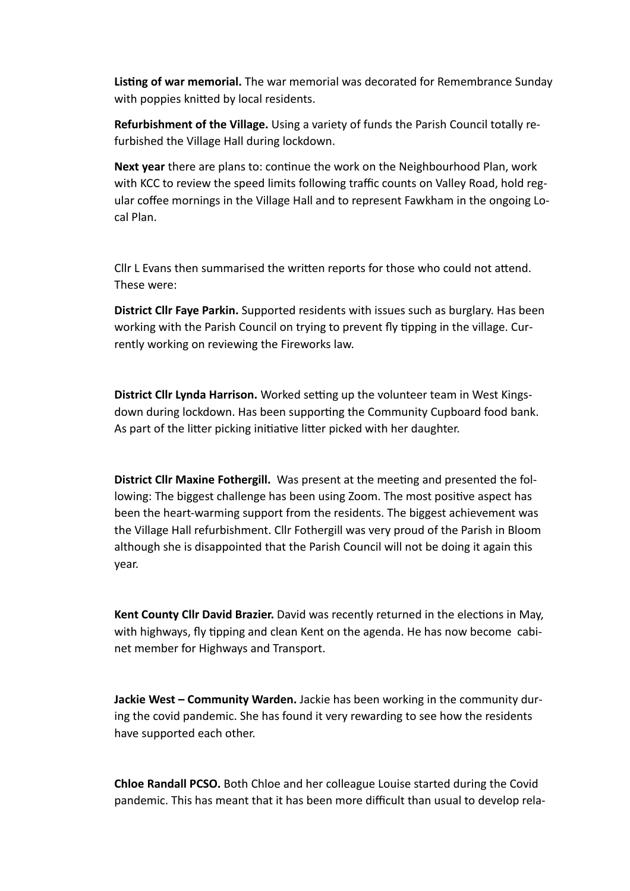**Listing of war memorial.** The war memorial was decorated for Remembrance Sunday with poppies knitted by local residents.

**Refurbishment of the Village.** Using a variety of funds the Parish Council totally refurbished the Village Hall during lockdown.

**Next year** there are plans to: continue the work on the Neighbourhood Plan, work with KCC to review the speed limits following traffic counts on Valley Road, hold regular coffee mornings in the Village Hall and to represent Fawkham in the ongoing Local Plan.

Cllr L Evans then summarised the written reports for those who could not attend. These were:

**District Cllr Faye Parkin.** Supported residents with issues such as burglary. Has been working with the Parish Council on trying to prevent fly tipping in the village. Currently working on reviewing the Fireworks law.

**District Cllr Lynda Harrison.** Worked setting up the volunteer team in West Kingsdown during lockdown. Has been supporting the Community Cupboard food bank. As part of the litter picking initiative litter picked with her daughter.

**District Cllr Maxine Fothergill.** Was present at the meeting and presented the following: The biggest challenge has been using Zoom. The most positive aspect has been the heart-warming support from the residents. The biggest achievement was the Village Hall refurbishment. Cllr Fothergill was very proud of the Parish in Bloom although she is disappointed that the Parish Council will not be doing it again this year.

**Kent County Cllr David Brazier.** David was recently returned in the elections in May, with highways, fly tipping and clean Kent on the agenda. He has now become cabinet member for Highways and Transport.

**Jackie West – Community Warden.** Jackie has been working in the community during the covid pandemic. She has found it very rewarding to see how the residents have supported each other.

**Chloe Randall PCSO.** Both Chloe and her colleague Louise started during the Covid pandemic. This has meant that it has been more difficult than usual to develop rela-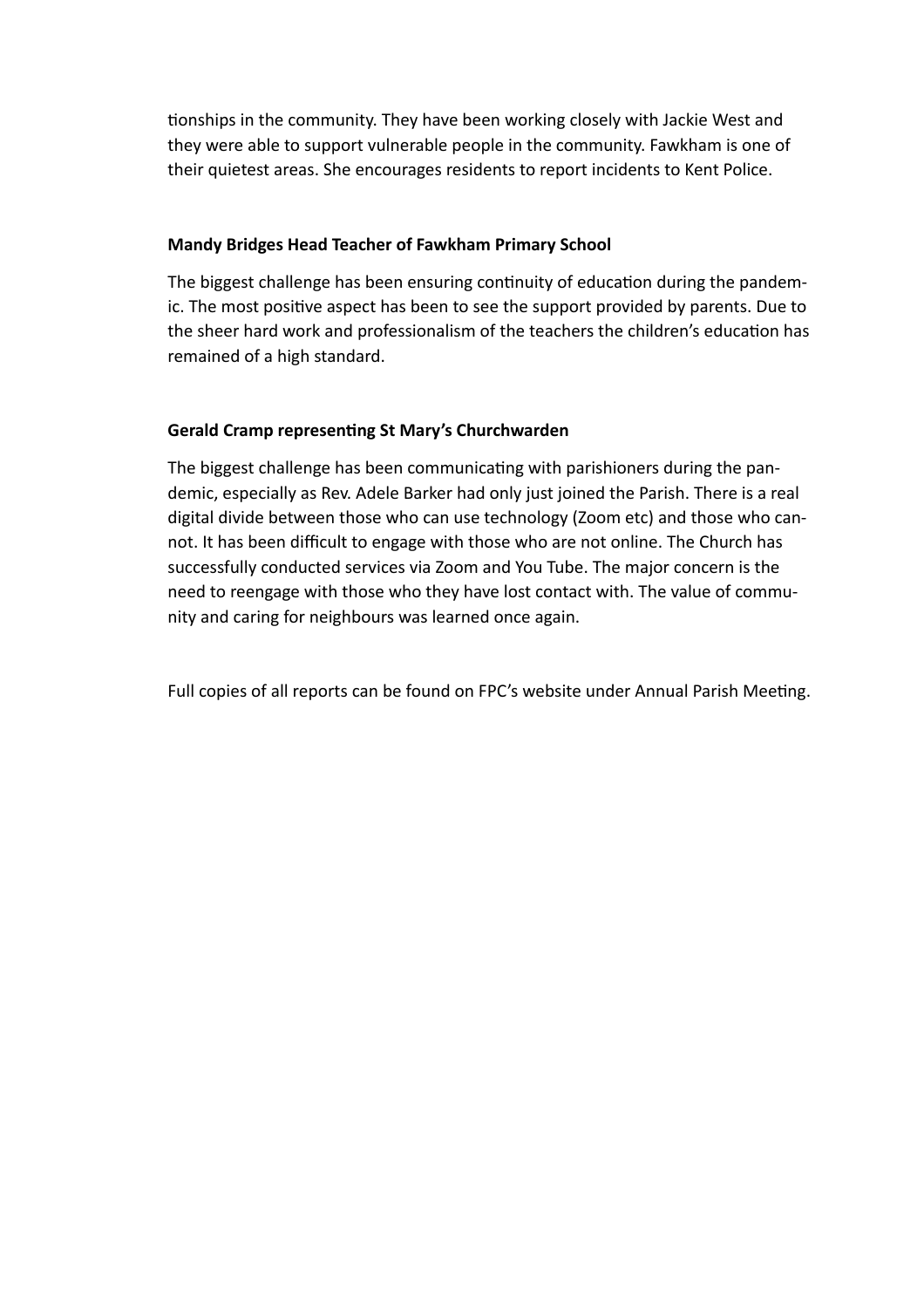tionships in the community. They have been working closely with Jackie West and they were able to support vulnerable people in the community. Fawkham is one of their quietest areas. She encourages residents to report incidents to Kent Police.

**Mandy Bridges Head Teacher of Fawkham Primary School**

The biggest challenge has been ensuring continuity of education during the pandemic. The most positive aspect has been to see the support provided by parents. Due to the sheer hard work and professionalism of the teachers the children's education has remained of a high standard.

**Gerald Cramp representing St Mary's Churchwarden**

The biggest challenge has been communicating with parishioners during the pandemic, especially as Rev. Adele Barker had only just joined the Parish. There is a real digital divide between those who can use technology (Zoom etc) and those who cannot. It has been difficult to engage with those who are not online. The Church has successfully conducted services via Zoom and You Tube. The major concern is the need to reengage with those who they have lost contact with. The value of community and caring for neighbours was learned once again.

Full copies of all reports can be found on FPC's website under Annual Parish Meeting.